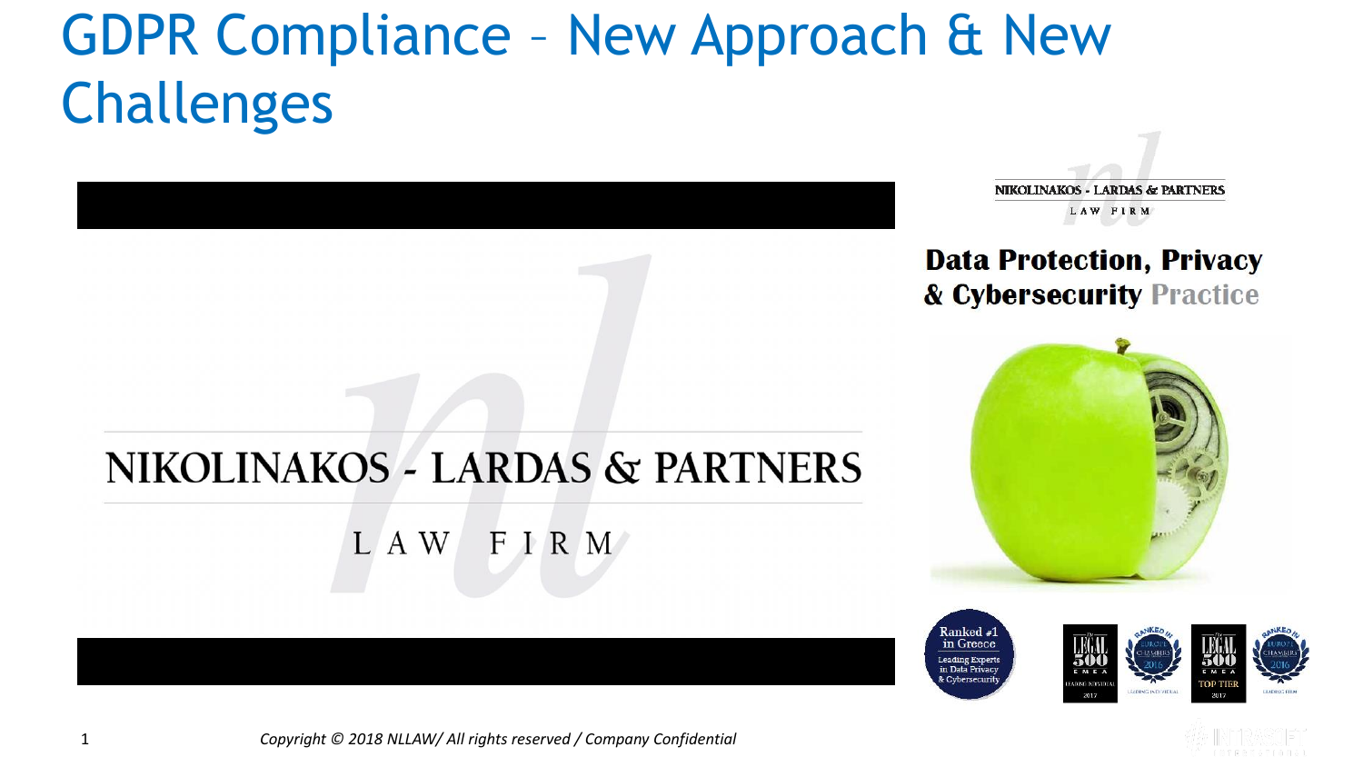# GDPR Compliance – New Approach & New Challenges

NIKOLINAKOS - LARDAS & PARTNERS

LAW FIRM

**Data Protection, Privacy & Cybersecurity** Practice

Ranked #1 in Greece

Leading Experts in Data Privacy & Cybersecurity

*Copyright © 2018 NLLAW/ All rights reserved / Company Confidential*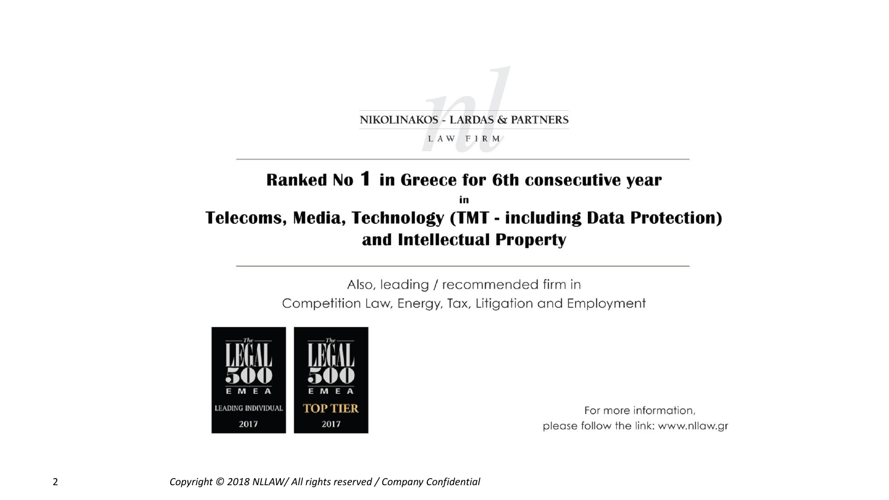NIKOLINAKOS - LARDAS & PARTNERS

LAW FIRM

## Ranked No 1 in Greece for 6th consecutive year
in
## Telecoms, Media, Technology (TMT - including Data Protection) and Intellectual Property

Also, leading / recommended firm in
Competition Law, Energy, Tax, Litigation and Employment

The LEGAL 500 EMEA LEADING INDIVIDUAL 2017

The LEGAL 500 EMEA TOP TIER 2017

For more information,
please follow the link: www.nllaw.gr

*Copyright © 2018 NLLAW/ All rights reserved / Company Confidential*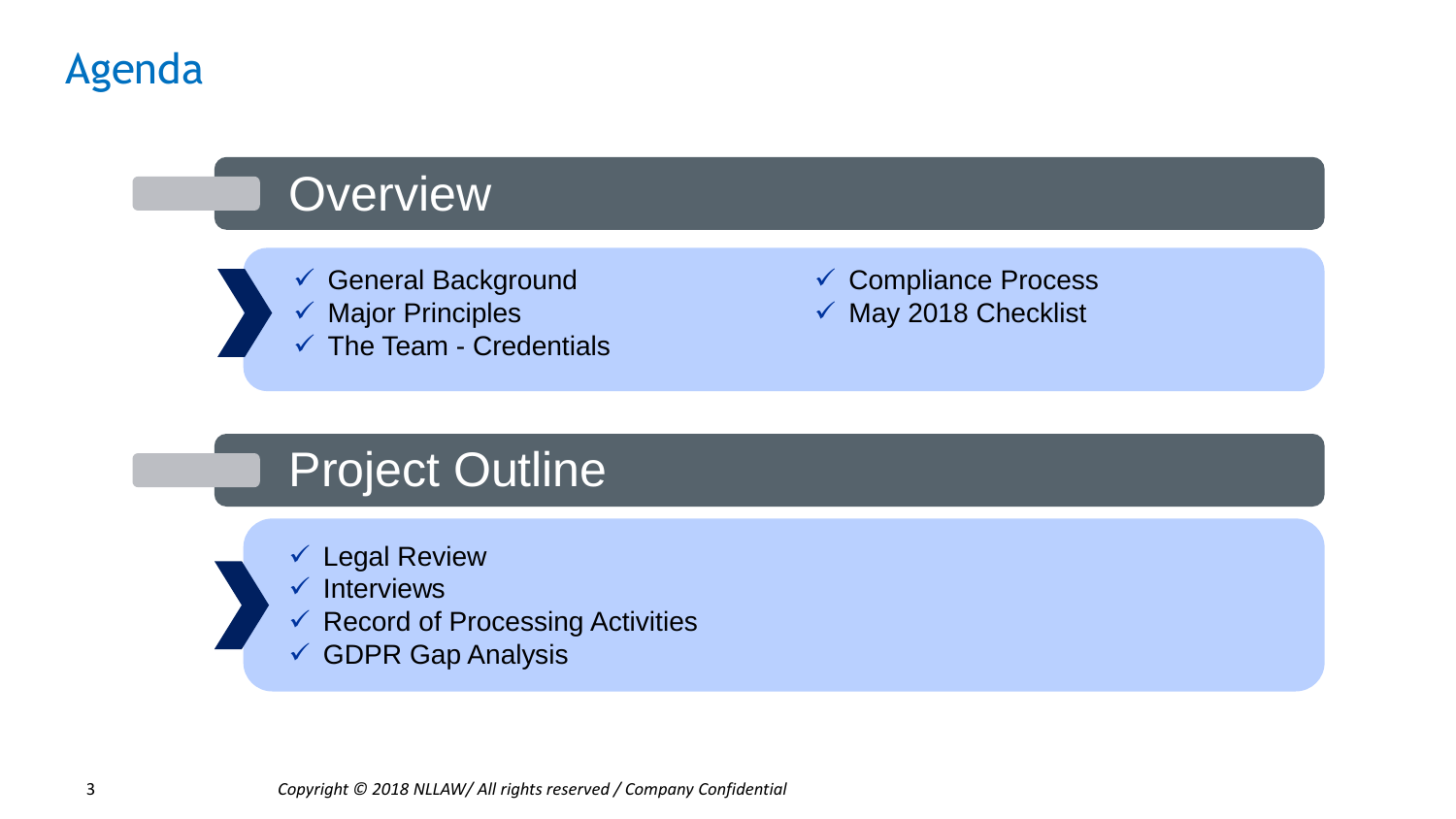# Agenda

## Overview

- ✓ General Background
- ✓ Major Principles
- ✓ The Team - Credentials
- ✓ Compliance Process
- ✓ May 2018 Checklist

## Project Outline

- ✓ Legal Review
- ✓ Interviews
- ✓ Record of Processing Activities
- ✓ GDPR Gap Analysis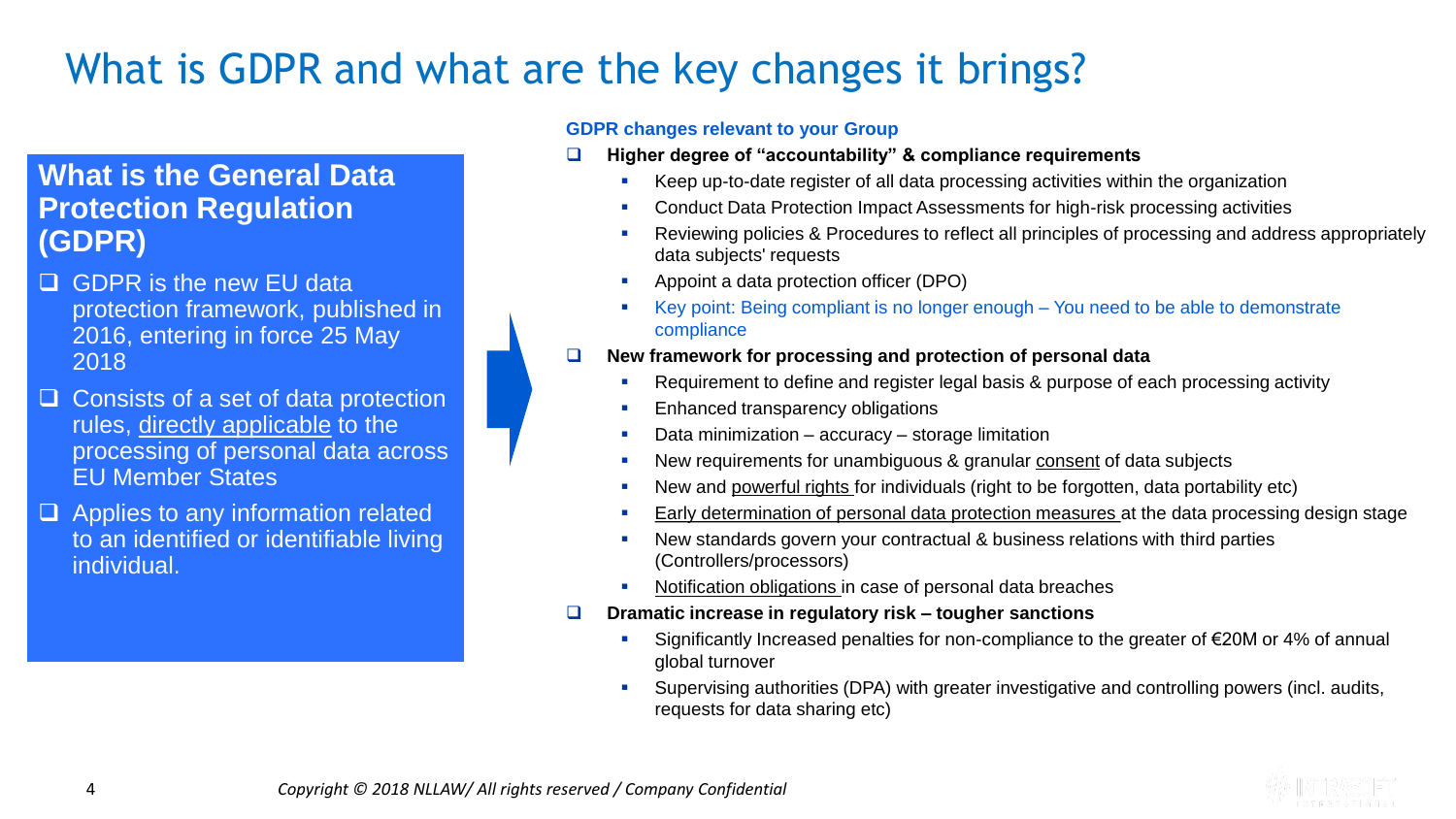# What is GDPR and what are the key changes it brings?

## What is the General Data Protection Regulation (GDPR)

- GDPR is the new EU data protection framework, published in 2016, entering in force 25 May 2018
- Consists of a set of data protection rules, directly applicable to the processing of personal data across EU Member States
- Applies to any information related to an identified or identifiable living individual.

**GDPR changes relevant to your Group**

- **Higher degree of "accountability" & compliance requirements**
  - Keep up-to-date register of all data processing activities within the organization
  - Conduct Data Protection Impact Assessments for high-risk processing activities
  - Reviewing policies & Procedures to reflect all principles of processing and address appropriately data subjects' requests
  - Appoint a data protection officer (DPO)
  - Key point: Being compliant is no longer enough – You need to be able to demonstrate compliance
- **New framework for processing and protection of personal data**
  - Requirement to define and register legal basis & purpose of each processing activity
  - Enhanced transparency obligations
  - Data minimization – accuracy – storage limitation
  - New requirements for unambiguous & granular consent of data subjects
  - New and powerful rights for individuals (right to be forgotten, data portability etc)
  - Early determination of personal data protection measures at the data processing design stage
  - New standards govern your contractual & business relations with third parties (Controllers/processors)
  - Notification obligations in case of personal data breaches
- **Dramatic increase in regulatory risk – tougher sanctions**
  - Significantly Increased penalties for non-compliance to the greater of €20M or 4% of annual global turnover
  - Supervising authorities (DPA) with greater investigative and controlling powers (incl. audits, requests for data sharing etc)

*Copyright © 2018 NLLAW/ All rights reserved / Company Confidential*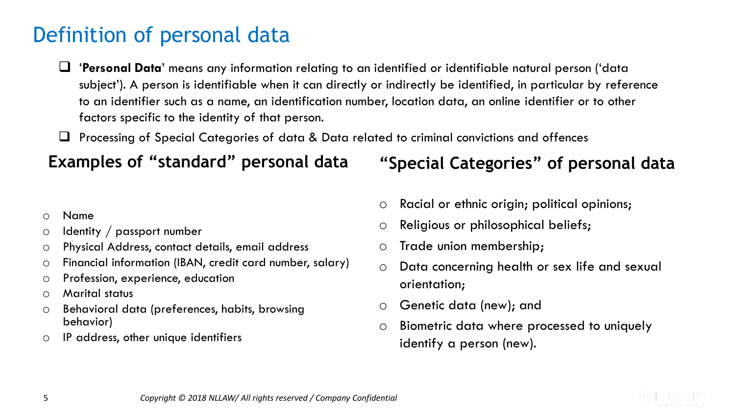# Definition of personal data

- '**Personal Data**' means any information relating to an identified or identifiable natural person ('data subject'). A person is identifiable when it can directly or indirectly be identified, in particular by reference to an identifier such as a name, an identification number, location data, an online identifier or to other factors specific to the identity of that person.
- Processing of Special Categories of data & Data related to criminal convictions and offences

### Examples of "standard" personal data

- Name
- Identity / passport number
- Physical Address, contact details, email address
- Financial information (IBAN, credit card number, salary)
- Profession, experience, education
- Marital status
- Behavioral data (preferences, habits, browsing behavior)
- IP address, other unique identifiers

### "Special Categories" of personal data

- Racial or ethnic origin; political opinions;
- Religious or philosophical beliefs;
- Trade union membership;
- Data concerning health or sex life and sexual orientation;
- Genetic data (new); and
- Biometric data where processed to uniquely identify a person (new).

*Copyright © 2018 NLLAW/ All rights reserved / Company Confidential*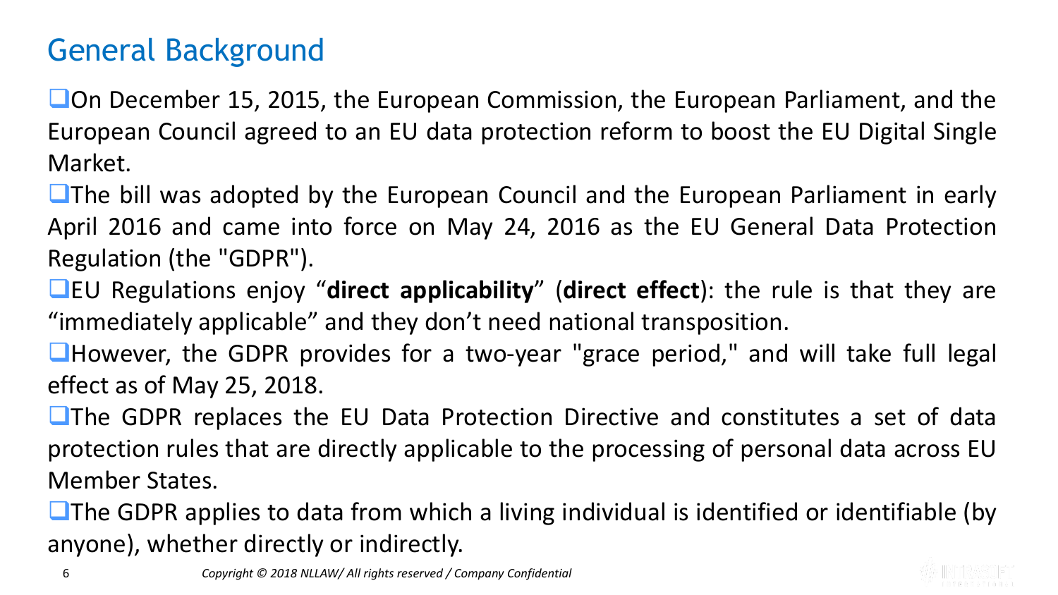## General Background

- On December 15, 2015, the European Commission, the European Parliament, and the European Council agreed to an EU data protection reform to boost the EU Digital Single Market.
- The bill was adopted by the European Council and the European Parliament in early April 2016 and came into force on May 24, 2016 as the EU General Data Protection Regulation (the "GDPR").
- EU Regulations enjoy "**direct applicability**" (**direct effect**): the rule is that they are "immediately applicable" and they don't need national transposition.
- However, the GDPR provides for a two-year "grace period," and will take full legal effect as of May 25, 2018.
- The GDPR replaces the EU Data Protection Directive and constitutes a set of data protection rules that are directly applicable to the processing of personal data across EU Member States.
- The GDPR applies to data from which a living individual is identified or identifiable (by anyone), whether directly or indirectly.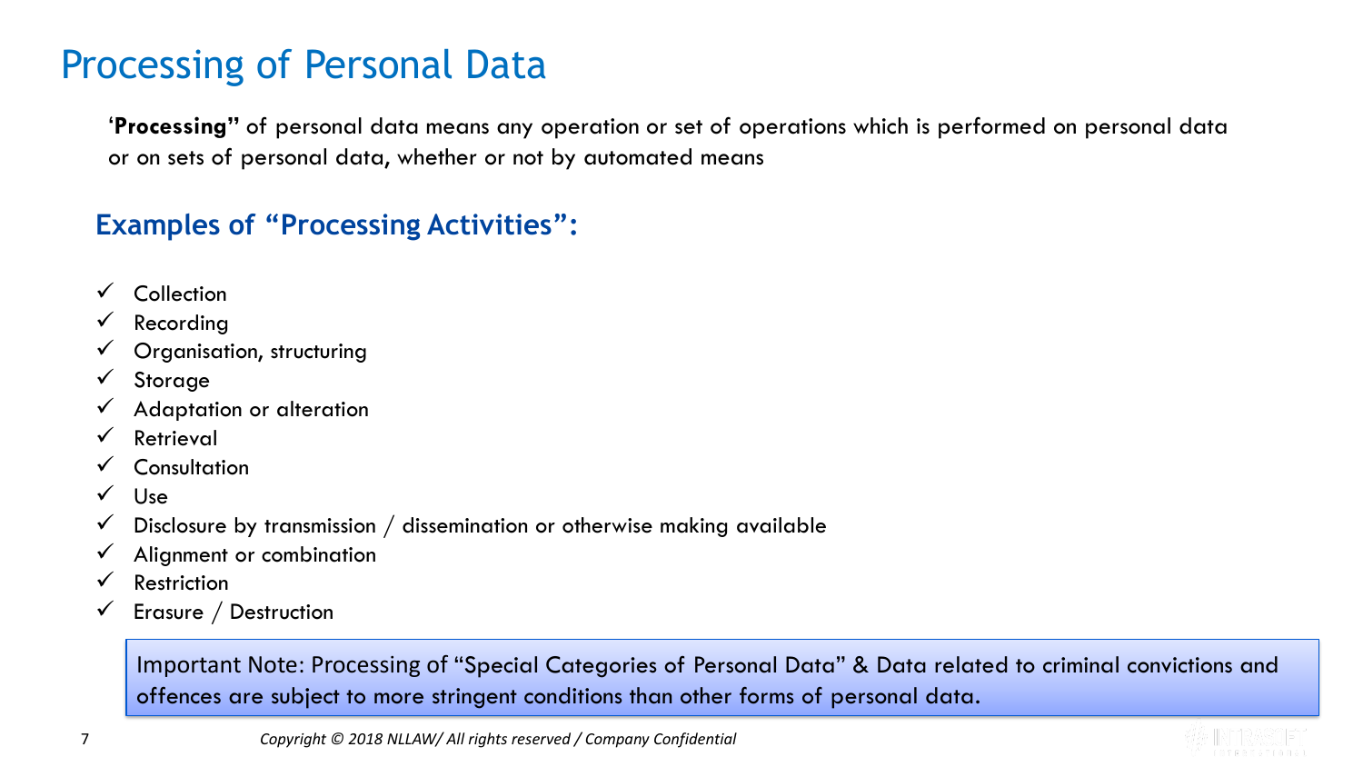# Processing of Personal Data

'**Processing"** of personal data means any operation or set of operations which is performed on personal data or on sets of personal data, whether or not by automated means

## Examples of "Processing Activities":

- ✓ Collection
- ✓ Recording
- ✓ Organisation, structuring
- ✓ Storage
- ✓ Adaptation or alteration
- ✓ Retrieval
- ✓ Consultation
- ✓ Use
- ✓ Disclosure by transmission / dissemination or otherwise making available
- ✓ Alignment or combination
- ✓ Restriction
- ✓ Erasure / Destruction

Important Note: Processing of "Special Categories of Personal Data" & Data related to criminal convictions and offences are subject to more stringent conditions than other forms of personal data.

*Copyright © 2018 NLLAW/ All rights reserved / Company Confidential*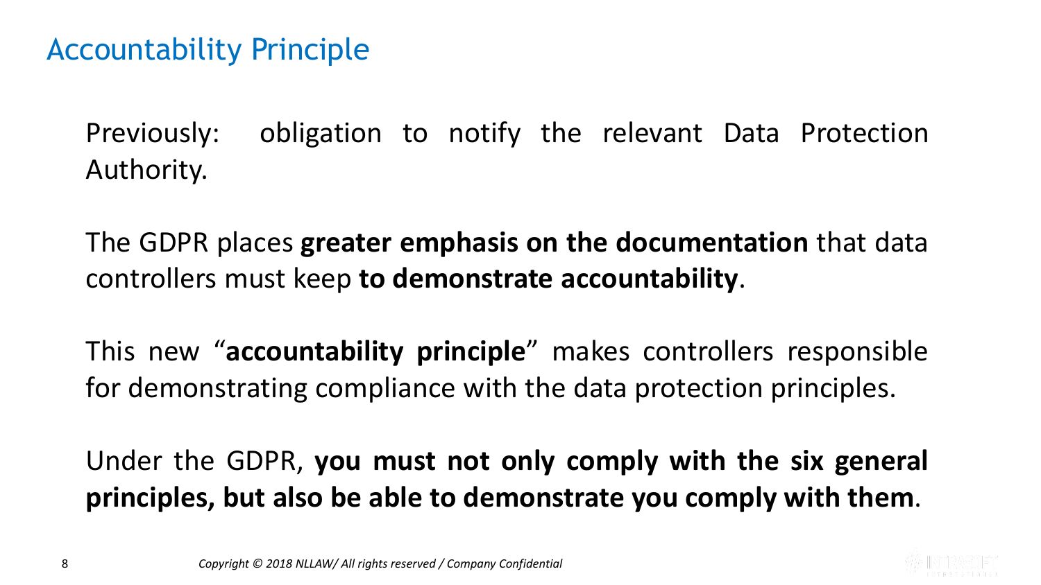# Accountability Principle

Previously: obligation to notify the relevant Data Protection Authority.

The GDPR places **greater emphasis on the documentation** that data controllers must keep **to demonstrate accountability**.

This new "**accountability principle**" makes controllers responsible for demonstrating compliance with the data protection principles.

Under the GDPR, **you must not only comply with the six general principles, but also be able to demonstrate you comply with them**.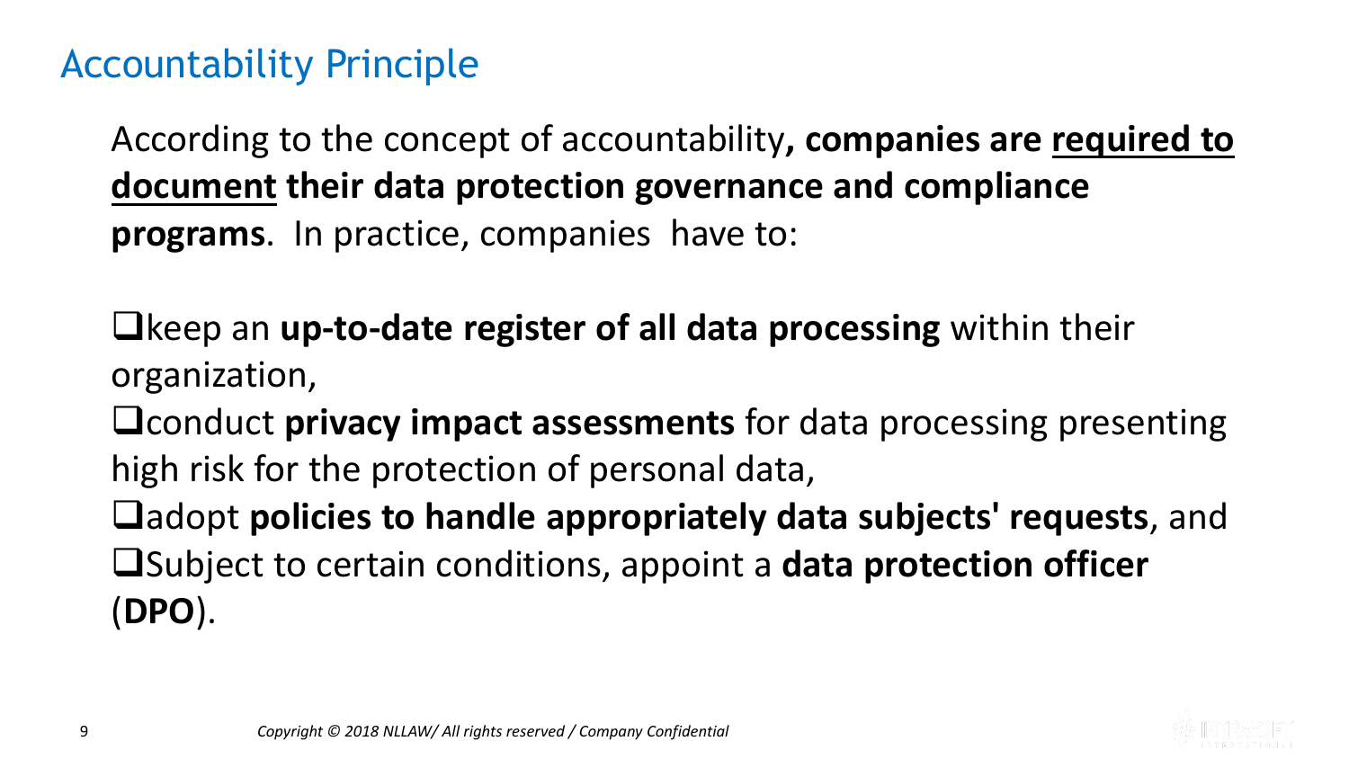## Accountability Principle

According to the concept of accountability**, companies are <u>required to document</u> their data protection governance and compliance programs**. In practice, companies have to:

- keep an **up-to-date register of all data processing** within their organization,
- conduct **privacy impact assessments** for data processing presenting high risk for the protection of personal data,
- adopt **policies to handle appropriately data subjects' requests**, and
- Subject to certain conditions, appoint a **data protection officer** (**DPO**).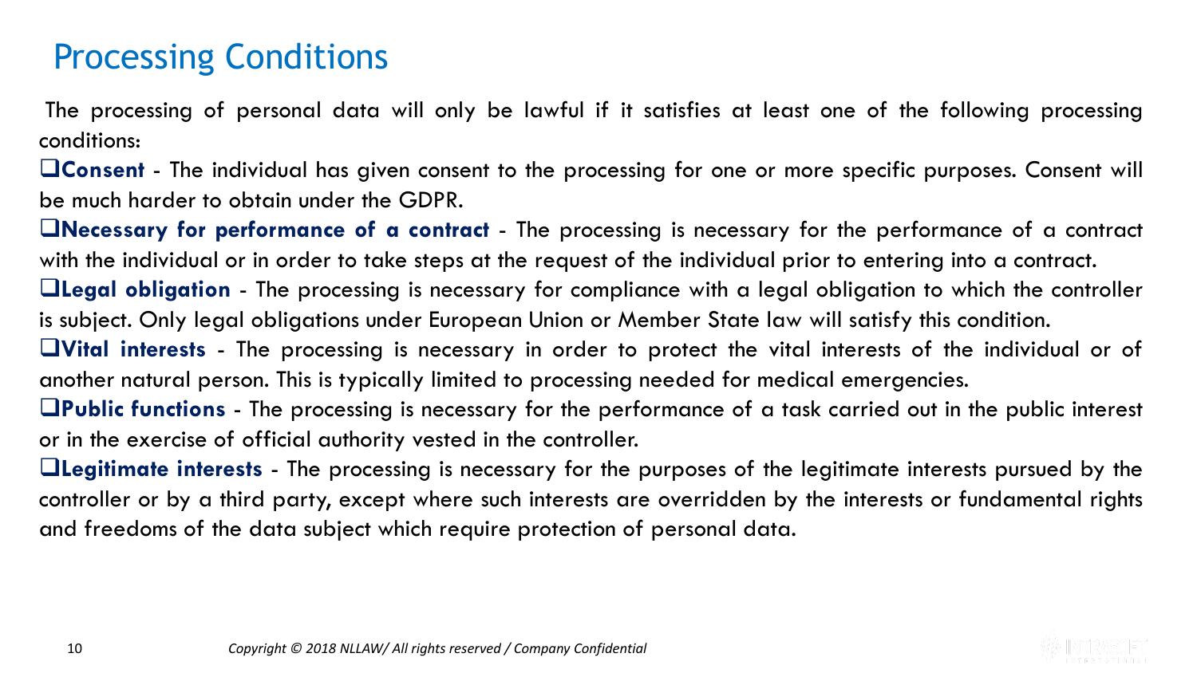# Processing Conditions

The processing of personal data will only be lawful if it satisfies at least one of the following processing conditions:

- **Consent** - The individual has given consent to the processing for one or more specific purposes. Consent will be much harder to obtain under the GDPR.
- **Necessary for performance of a contract** - The processing is necessary for the performance of a contract with the individual or in order to take steps at the request of the individual prior to entering into a contract.
- **Legal obligation** - The processing is necessary for compliance with a legal obligation to which the controller is subject. Only legal obligations under European Union or Member State law will satisfy this condition.
- **Vital interests** - The processing is necessary in order to protect the vital interests of the individual or of another natural person. This is typically limited to processing needed for medical emergencies.
- **Public functions** - The processing is necessary for the performance of a task carried out in the public interest or in the exercise of official authority vested in the controller.
- **Legitimate interests** - The processing is necessary for the purposes of the legitimate interests pursued by the controller or by a third party, except where such interests are overridden by the interests or fundamental rights and freedoms of the data subject which require protection of personal data.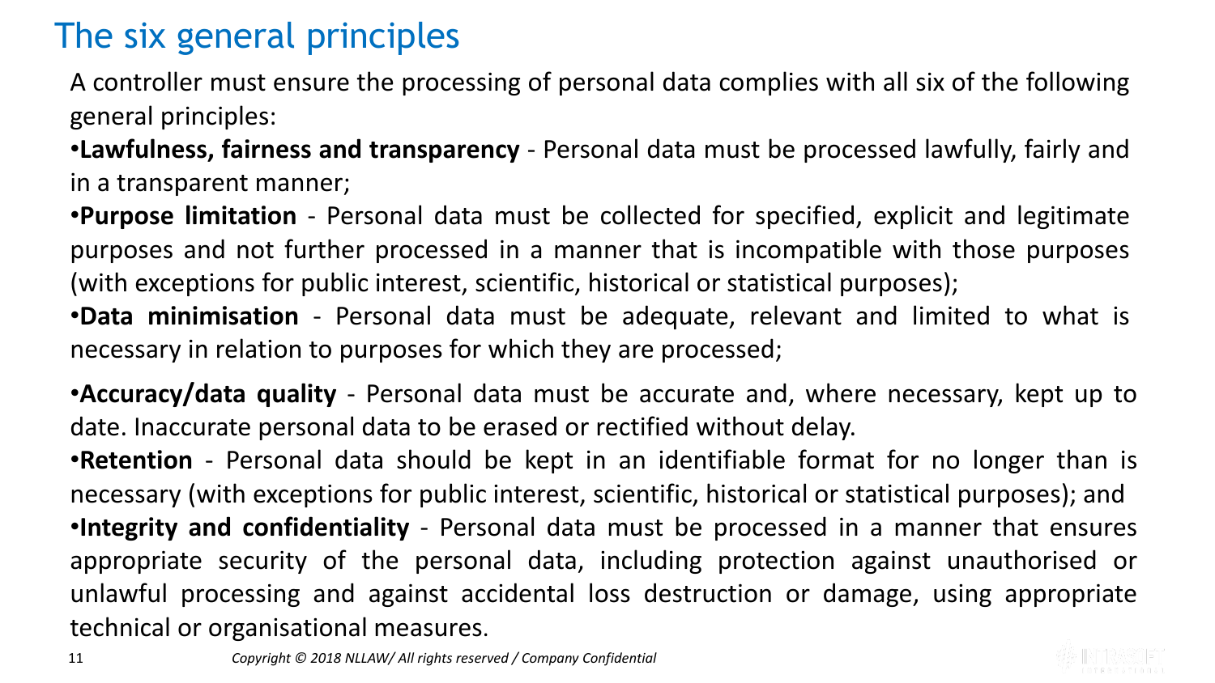# The six general principles

A controller must ensure the processing of personal data complies with all six of the following general principles:

- **Lawfulness, fairness and transparency** - Personal data must be processed lawfully, fairly and in a transparent manner;
- **Purpose limitation** - Personal data must be collected for specified, explicit and legitimate purposes and not further processed in a manner that is incompatible with those purposes (with exceptions for public interest, scientific, historical or statistical purposes);
- **Data minimisation** - Personal data must be adequate, relevant and limited to what is necessary in relation to purposes for which they are processed;
- **Accuracy/data quality** - Personal data must be accurate and, where necessary, kept up to date. Inaccurate personal data to be erased or rectified without delay.
- **Retention** - Personal data should be kept in an identifiable format for no longer than is necessary (with exceptions for public interest, scientific, historical or statistical purposes); and
- **Integrity and confidentiality** - Personal data must be processed in a manner that ensures appropriate security of the personal data, including protection against unauthorised or unlawful processing and against accidental loss destruction or damage, using appropriate technical or organisational measures.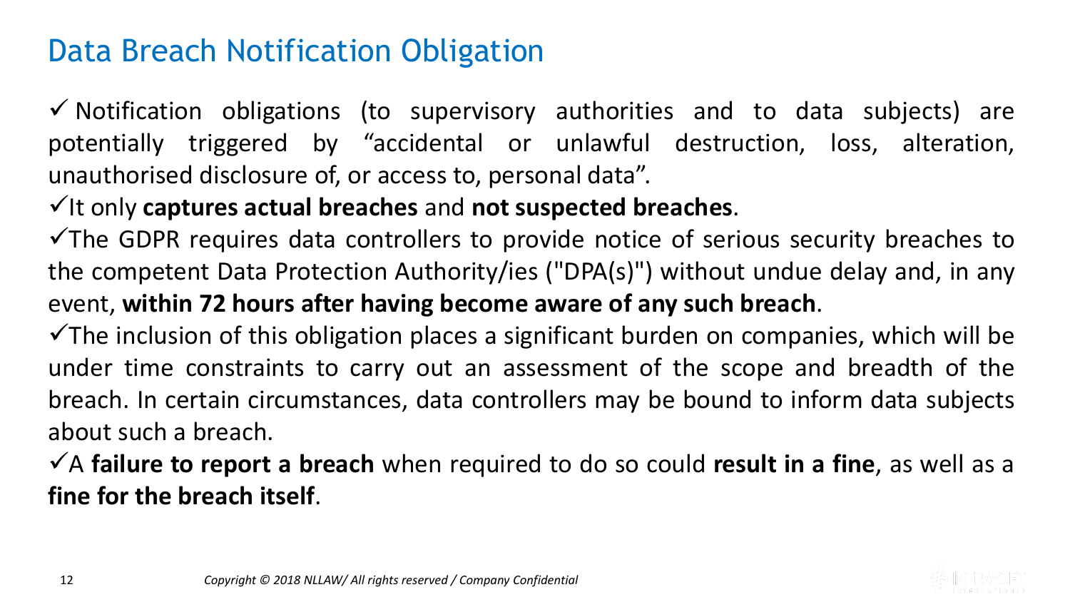## Data Breach Notification Obligation

- ✓ Notification obligations (to supervisory authorities and to data subjects) are potentially triggered by "accidental or unlawful destruction, loss, alteration, unauthorised disclosure of, or access to, personal data".
- ✓ It only **captures actual breaches** and **not suspected breaches**.
- ✓ The GDPR requires data controllers to provide notice of serious security breaches to the competent Data Protection Authority/ies ("DPA(s)") without undue delay and, in any event, **within 72 hours after having become aware of any such breach**.
- ✓ The inclusion of this obligation places a significant burden on companies, which will be under time constraints to carry out an assessment of the scope and breadth of the breach. In certain circumstances, data controllers may be bound to inform data subjects about such a breach.
- ✓ A **failure to report a breach** when required to do so could **result in a fine**, as well as a **fine for the breach itself**.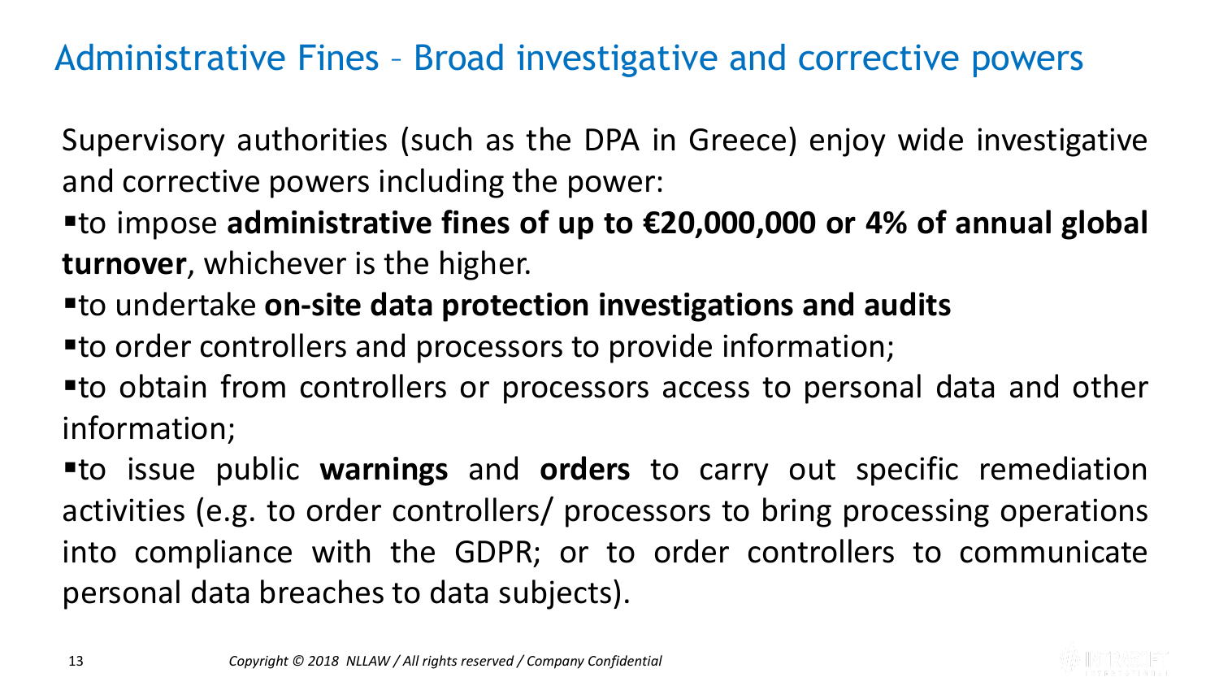# Administrative Fines – Broad investigative and corrective powers

Supervisory authorities (such as the DPA in Greece) enjoy wide investigative and corrective powers including the power:

- to impose **administrative fines of up to €20,000,000 or 4% of annual global turnover**, whichever is the higher.
- to undertake **on-site data protection investigations and audits**
- to order controllers and processors to provide information;
- to obtain from controllers or processors access to personal data and other information;
- to issue public **warnings** and **orders** to carry out specific remediation activities (e.g. to order controllers/ processors to bring processing operations into compliance with the GDPR; or to order controllers to communicate personal data breaches to data subjects).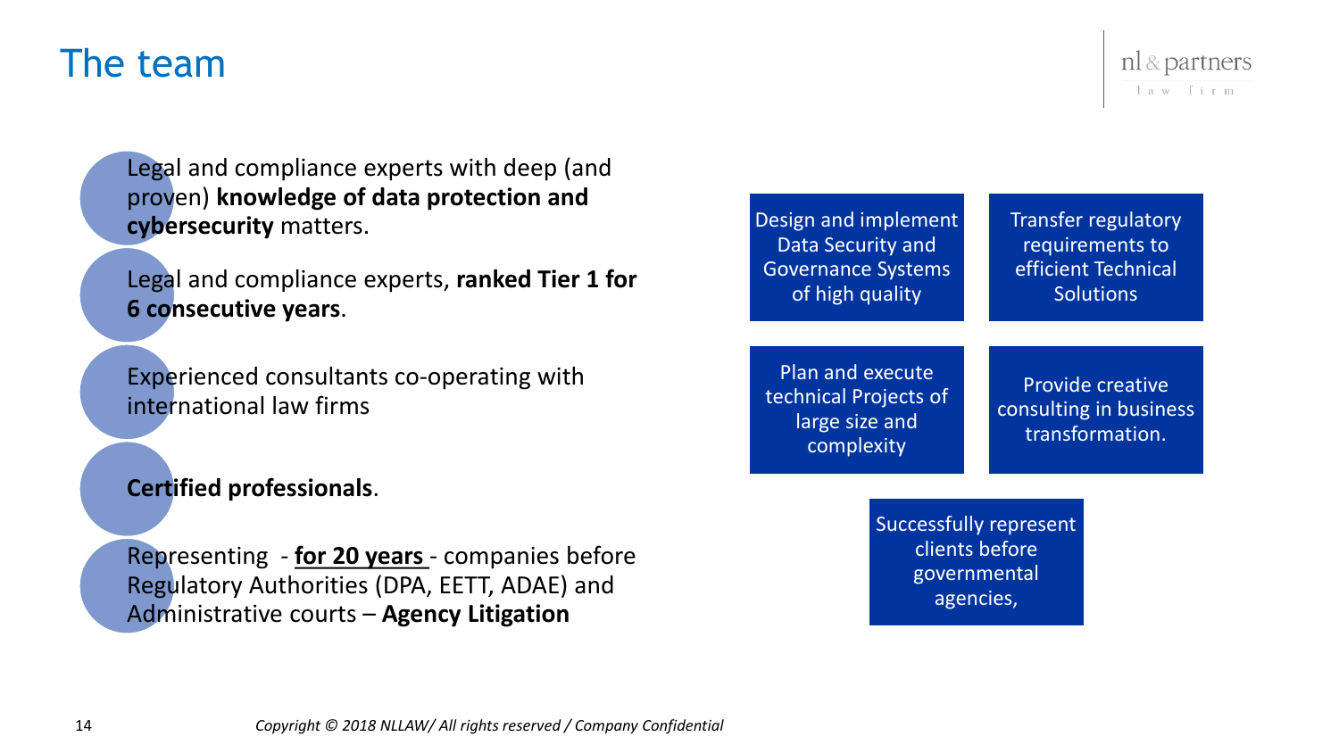# The team

- Legal and compliance experts with deep (and proven) **knowledge of data protection and cybersecurity** matters.
- Legal and compliance experts, **ranked Tier 1 for 6 consecutive years**.
- Experienced consultants co-operating with international law firms
- **Certified professionals**.
- Representing - **<u>for 20 years</u>** - companies before Regulatory Authorities (DPA, EETT, ADAE) and Administrative courts – **Agency Litigation**

- Design and implement Data Security and Governance Systems of high quality
- Transfer regulatory requirements to efficient Technical Solutions
- Plan and execute technical Projects of large size and complexity
- Provide creative consulting in business transformation.
- Successfully represent clients before governmental agencies,

*Copyright © 2018 NLLAW/ All rights reserved / Company Confidential*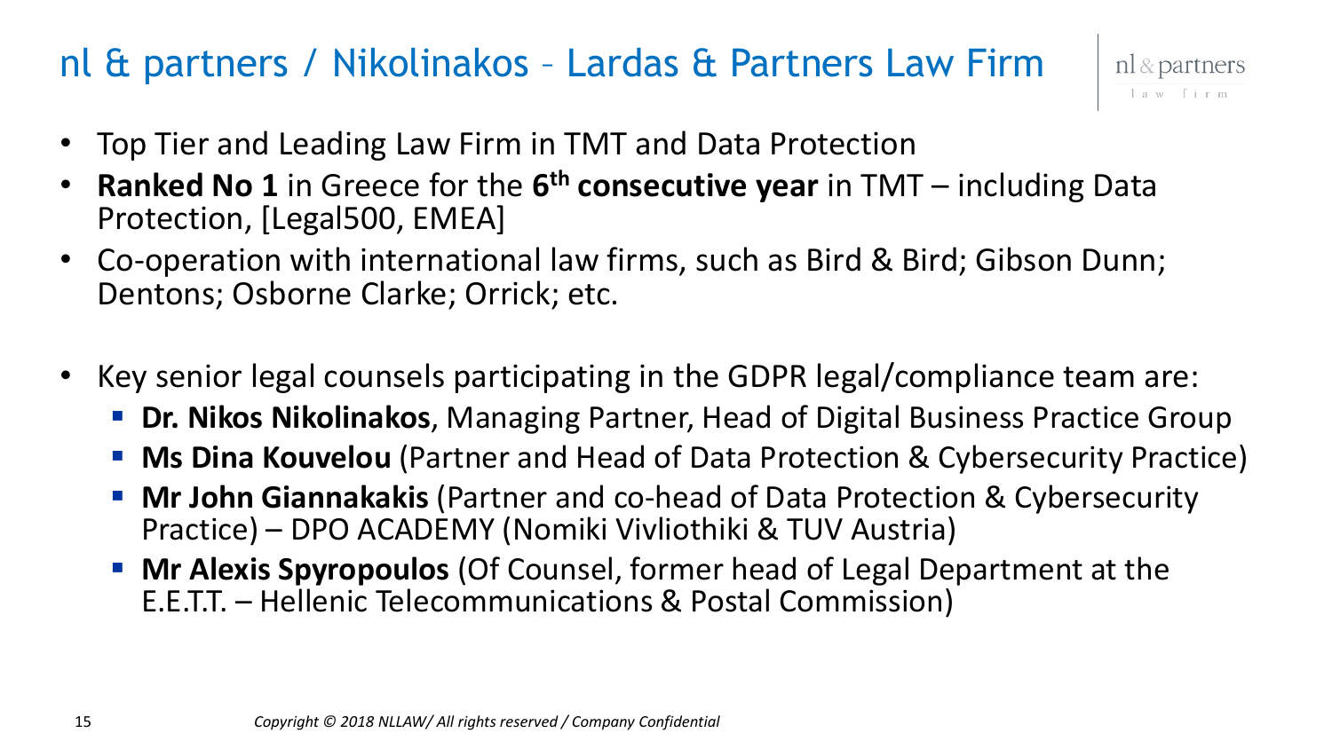# nl & partners / Nikolinakos – Lardas & Partners Law Firm

- Top Tier and Leading Law Firm in TMT and Data Protection
- **Ranked No 1** in Greece for the **6th consecutive year** in TMT – including Data Protection, [Legal500, EMEA]
- Co-operation with international law firms, such as Bird & Bird; Gibson Dunn; Dentons; Osborne Clarke; Orrick; etc.

- Key senior legal counsels participating in the GDPR legal/compliance team are:
  - **Dr. Nikos Nikolinakos**, Managing Partner, Head of Digital Business Practice Group
  - **Ms Dina Kouvelou** (Partner and Head of Data Protection & Cybersecurity Practice)
  - **Mr John Giannakakis** (Partner and co-head of Data Protection & Cybersecurity Practice) – DPO ACADEMY (Nomiki Vivliothiki & TUV Austria)
  - **Mr Alexis Spyropoulos** (Of Counsel, former head of Legal Department at the E.E.T.T. – Hellenic Telecommunications & Postal Commission)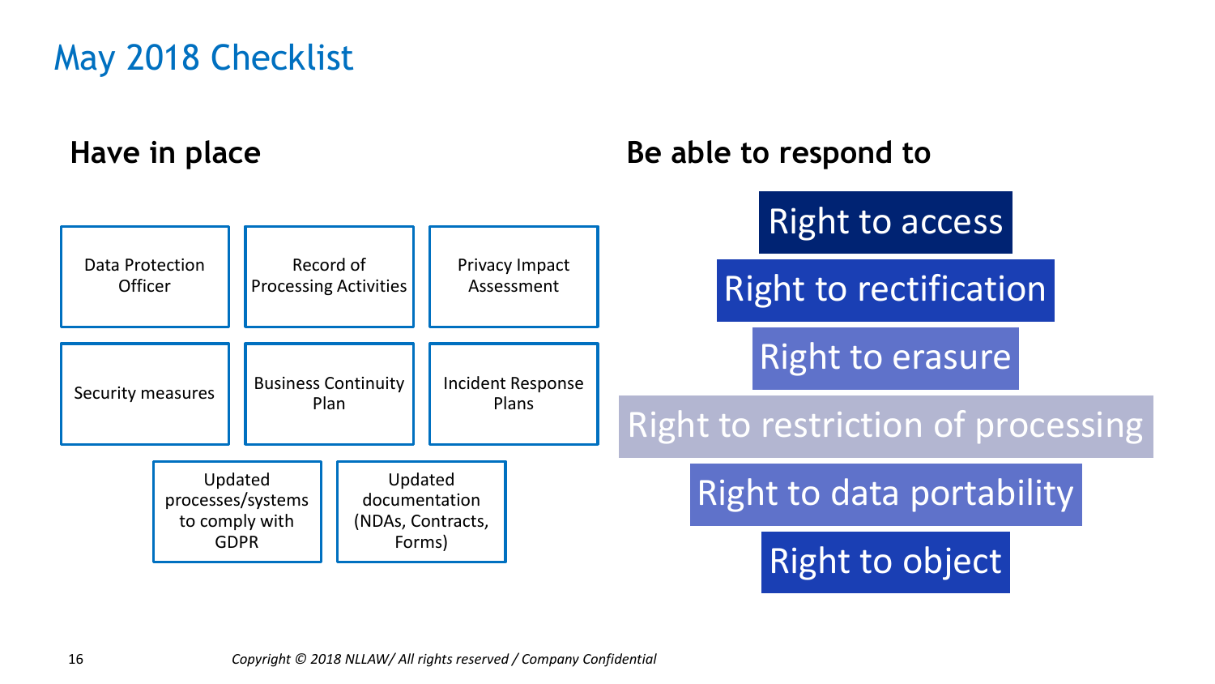# May 2018 Checklist

## Have in place

- Data Protection Officer
- Record of Processing Activities
- Privacy Impact Assessment
- Security measures
- Business Continuity Plan
- Incident Response Plans
- Updated processes/systems to comply with GDPR
- Updated documentation (NDAs, Contracts, Forms)

## Be able to respond to

- Right to access
- Right to rectification
- Right to erasure
- Right to restriction of processing
- Right to data portability
- Right to object

*Copyright © 2018 NLLAW/ All rights reserved / Company Confidential*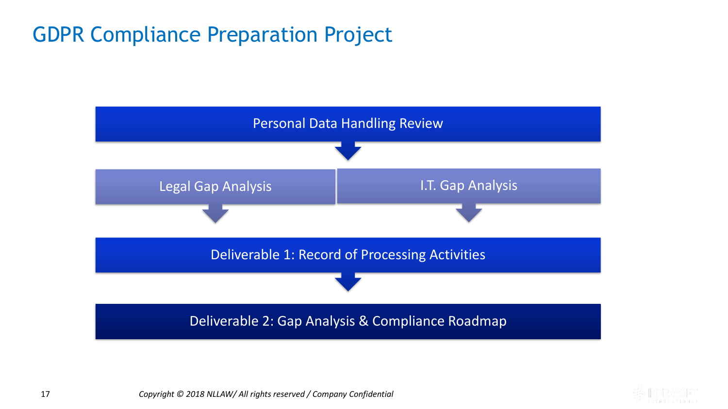# GDPR Compliance Preparation Project

Personal Data Handling Review

↓

| Legal Gap Analysis | I.T. Gap Analysis |
|---|---|
| ↓ | ↓ |

Deliverable 1: Record of Processing Activities

↓

Deliverable 2: Gap Analysis & Compliance Roadmap

*Copyright © 2018 NLLAW/ All rights reserved / Company Confidential*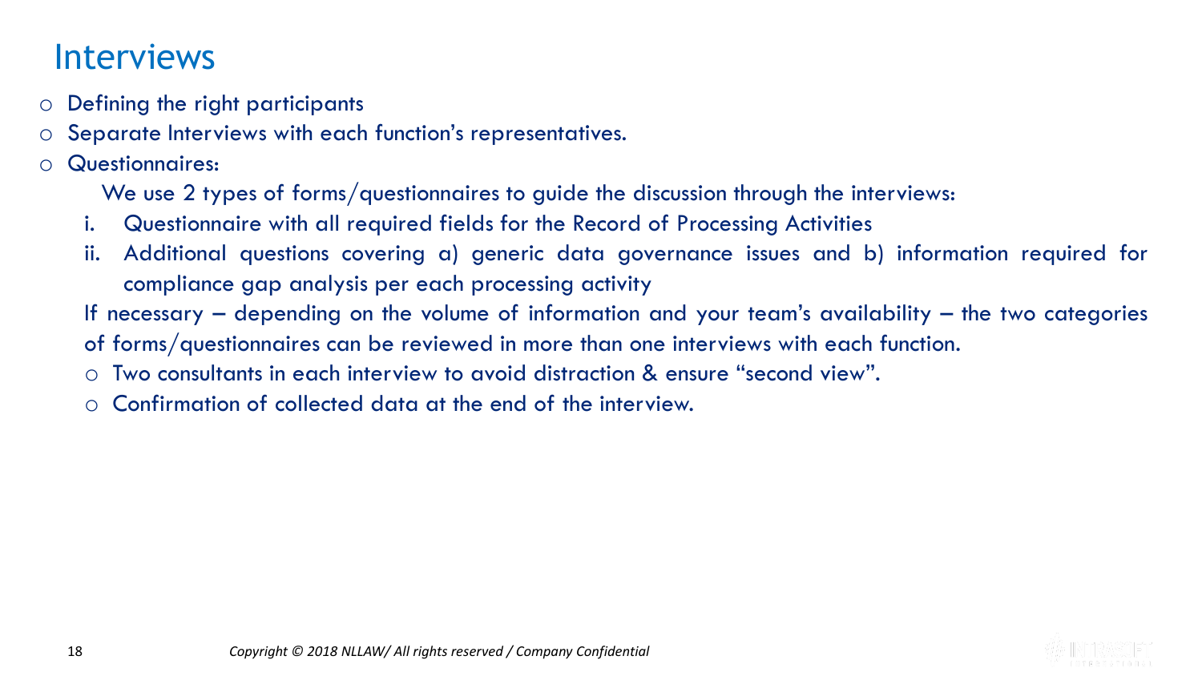# Interviews

- Defining the right participants
- Separate Interviews with each function's representatives.
- Questionnaires:

  We use 2 types of forms/questionnaires to guide the discussion through the interviews:

  i. Questionnaire with all required fields for the Record of Processing Activities
  ii. Additional questions covering a) generic data governance issues and b) information required for compliance gap analysis per each processing activity

  If necessary – depending on the volume of information and your team's availability – the two categories of forms/questionnaires can be reviewed in more than one interviews with each function.

  - Two consultants in each interview to avoid distraction & ensure "second view".
  - Confirmation of collected data at the end of the interview.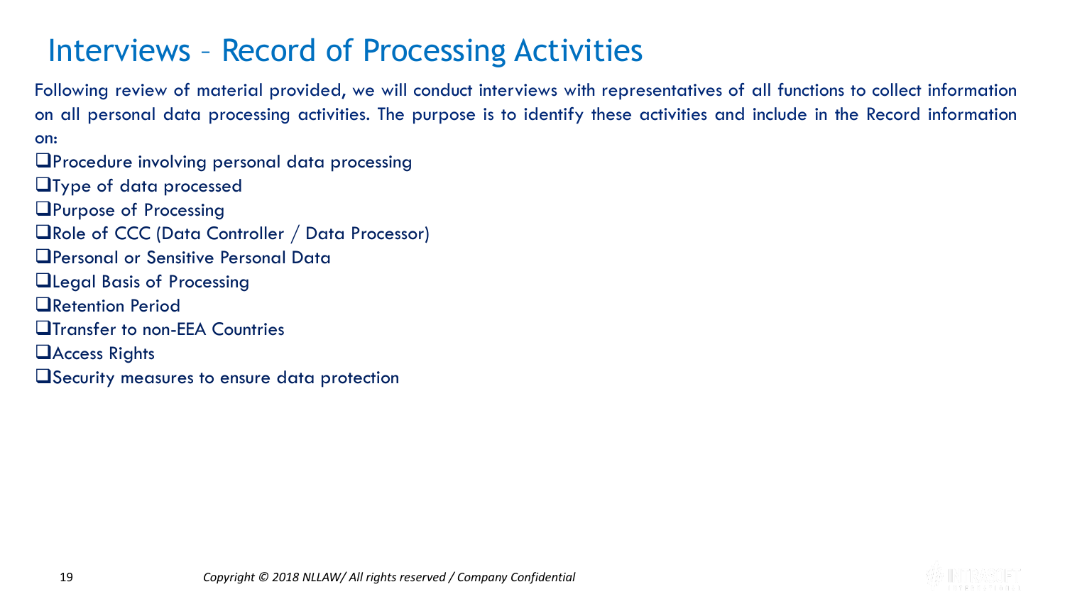# Interviews – Record of Processing Activities

Following review of material provided, we will conduct interviews with representatives of all functions to collect information on all personal data processing activities. The purpose is to identify these activities and include in the Record information on:

- Procedure involving personal data processing
- Type of data processed
- Purpose of Processing
- Role of CCC (Data Controller / Data Processor)
- Personal or Sensitive Personal Data
- Legal Basis of Processing
- Retention Period
- Transfer to non-EEA Countries
- Access Rights
- Security measures to ensure data protection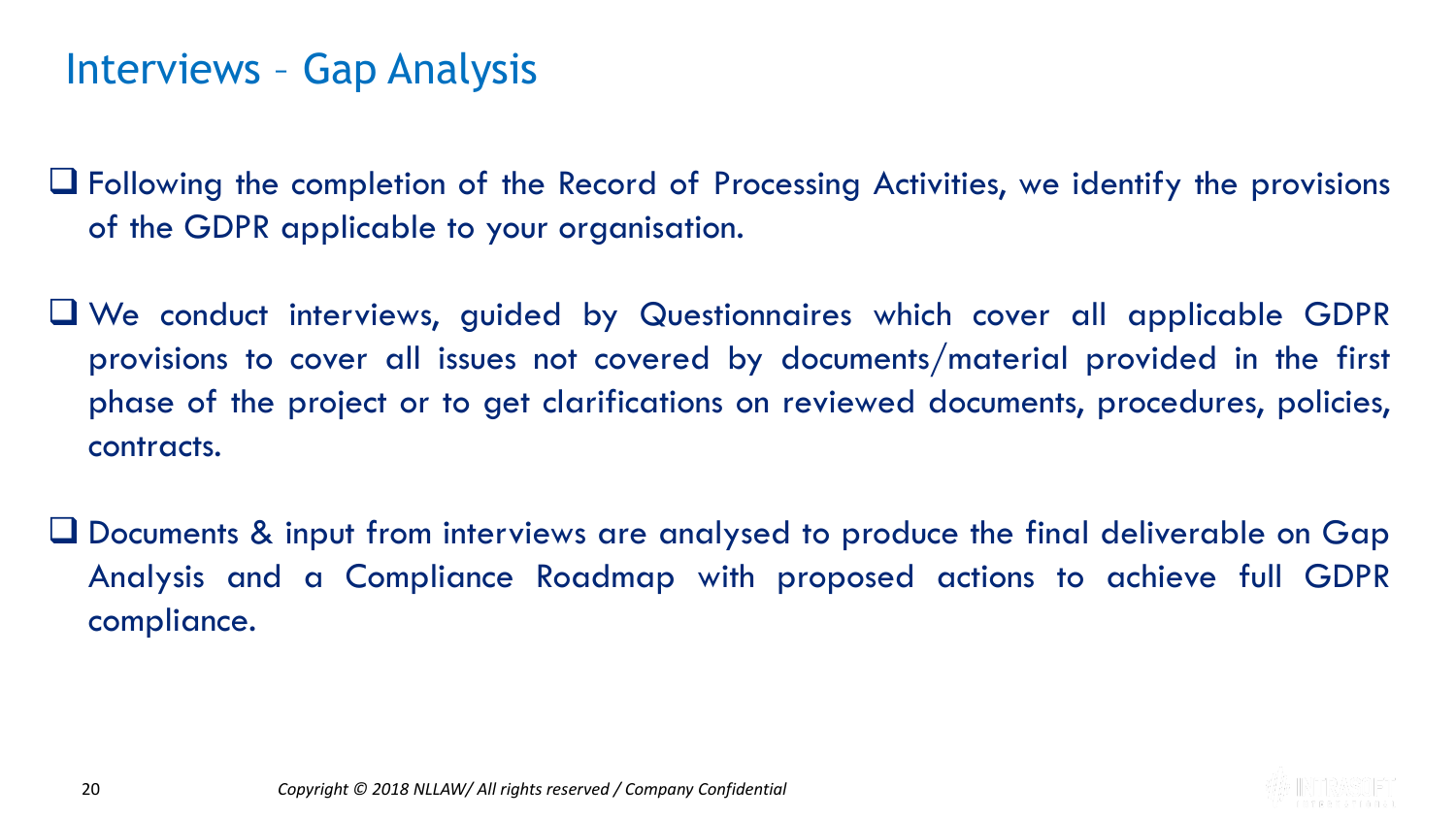## Interviews – Gap Analysis

- Following the completion of the Record of Processing Activities, we identify the provisions of the GDPR applicable to your organisation.

- We conduct interviews, guided by Questionnaires which cover all applicable GDPR provisions to cover all issues not covered by documents/material provided in the first phase of the project or to get clarifications on reviewed documents, procedures, policies, contracts.

- Documents & input from interviews are analysed to produce the final deliverable on Gap Analysis and a Compliance Roadmap with proposed actions to achieve full GDPR compliance.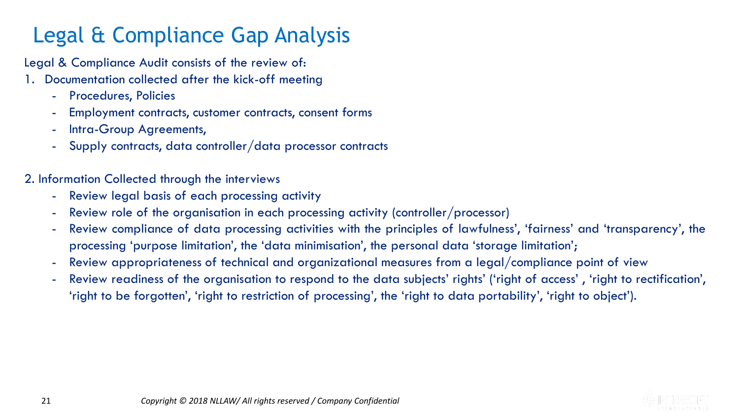# Legal & Compliance Gap Analysis

Legal & Compliance Audit consists of the review of:

1. Documentation collected after the kick-off meeting
   - Procedures, Policies
   - Employment contracts, customer contracts, consent forms
   - Intra-Group Agreements,
   - Supply contracts, data controller/data processor contracts

2. Information Collected through the interviews
   - Review legal basis of each processing activity
   - Review role of the organisation in each processing activity (controller/processor)
   - Review compliance of data processing activities with the principles of lawfulness', 'fairness' and 'transparency', the processing 'purpose limitation', the 'data minimisation', the personal data 'storage limitation';
   - Review appropriateness of technical and organizational measures from a legal/compliance point of view
   - Review readiness of the organisation to respond to the data subjects' rights' ('right of access' , 'right to rectification', 'right to be forgotten', 'right to restriction of processing', the 'right to data portability', 'right to object').

*Copyright © 2018 NLLAW/ All rights reserved / Company Confidential*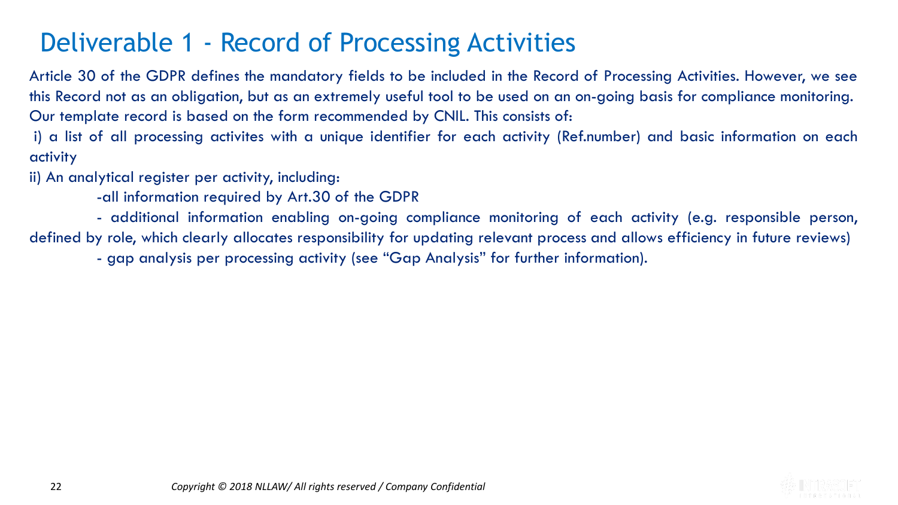# Deliverable 1 - Record of Processing Activities

Article 30 of the GDPR defines the mandatory fields to be included in the Record of Processing Activities. However, we see this Record not as an obligation, but as an extremely useful tool to be used on an on-going basis for compliance monitoring. Our template record is based on the form recommended by CNIL. This consists of:

i) a list of all processing activites with a unique identifier for each activity (Ref.number) and basic information on each activity

ii) An analytical register per activity, including:

- all information required by Art.30 of the GDPR
- additional information enabling on-going compliance monitoring of each activity (e.g. responsible person, defined by role, which clearly allocates responsibility for updating relevant process and allows efficiency in future reviews)
- gap analysis per processing activity (see "Gap Analysis" for further information).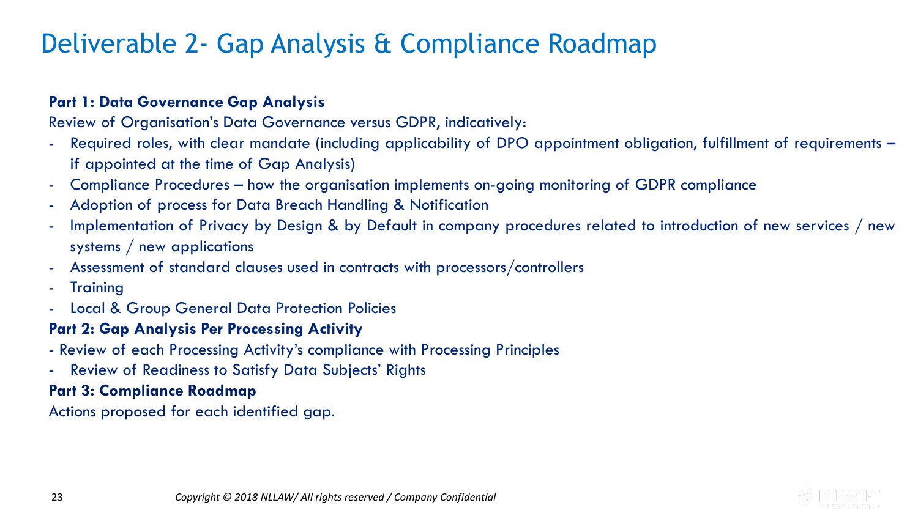# Deliverable 2- Gap Analysis & Compliance Roadmap

**Part 1: Data Governance Gap Analysis**

Review of Organisation's Data Governance versus GDPR, indicatively:

- Required roles, with clear mandate (including applicability of DPO appointment obligation, fulfillment of requirements – if appointed at the time of Gap Analysis)
- Compliance Procedures – how the organisation implements on-going monitoring of GDPR compliance
- Adoption of process for Data Breach Handling & Notification
- Implementation of Privacy by Design & by Default in company procedures related to introduction of new services / new systems / new applications
- Assessment of standard clauses used in contracts with processors/controllers
- Training
- Local & Group General Data Protection Policies

**Part 2: Gap Analysis Per Processing Activity**

- Review of each Processing Activity's compliance with Processing Principles
- Review of Readiness to Satisfy Data Subjects' Rights

**Part 3: Compliance Roadmap**

Actions proposed for each identified gap.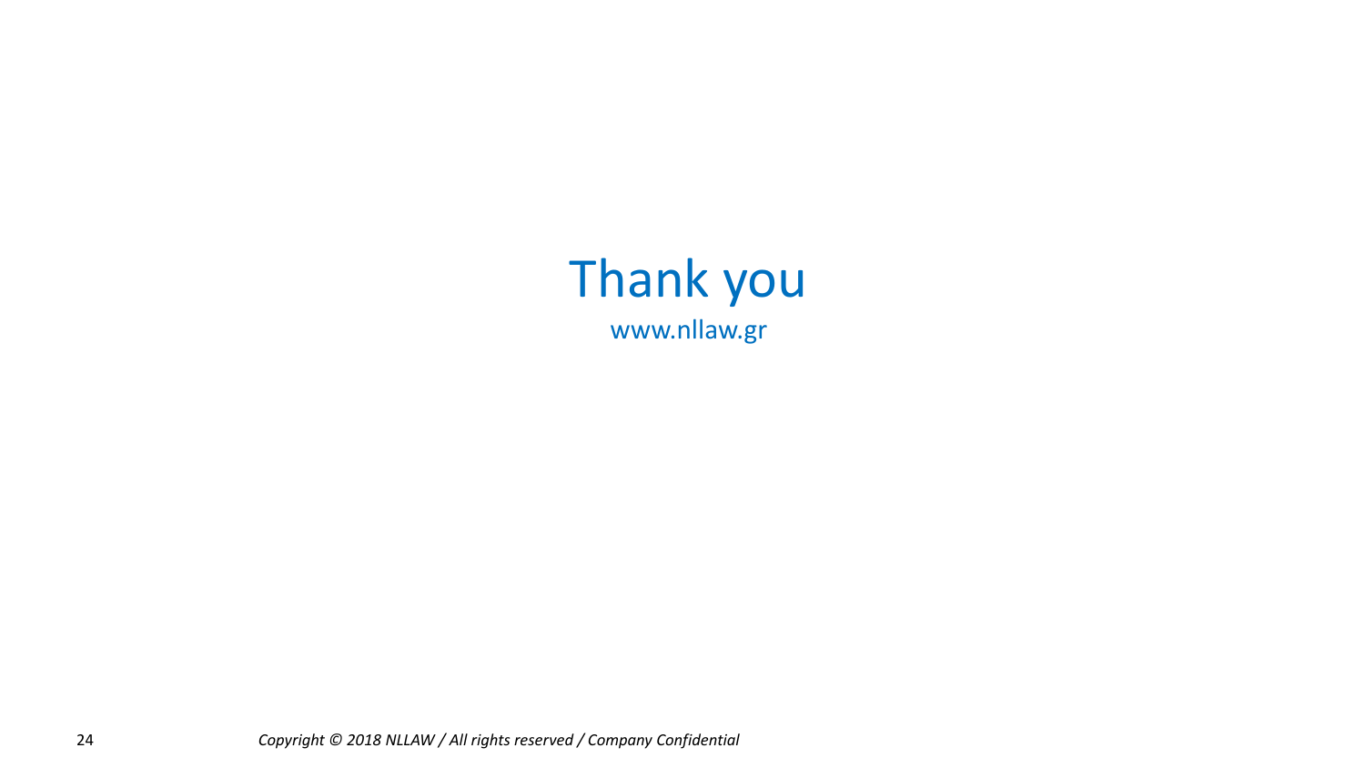# Thank you

www.nllaw.gr

*Copyright © 2018 NLLAW / All rights reserved / Company Confidential*